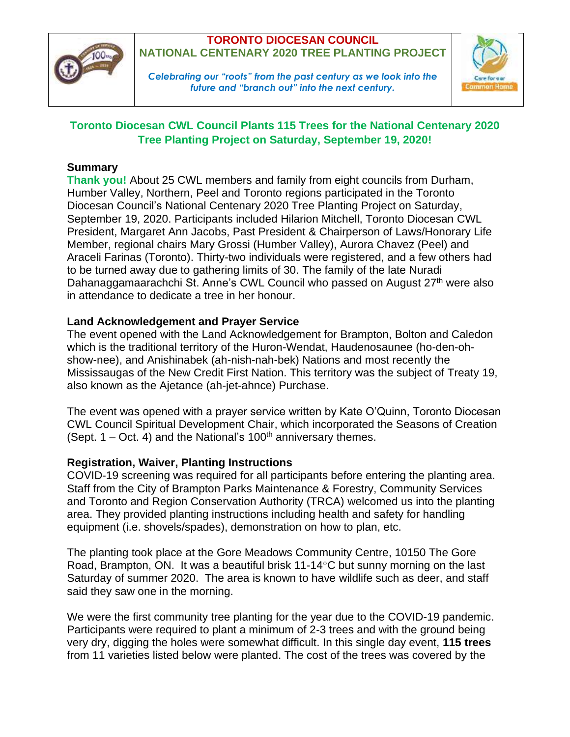**TORONTO DIOCESAN COUNCIL**
**NATIONAL CENTENARY 2020 TREE PLANTING PROJECT**

*Celebrating our "roots" from the past century as we look into the future and "branch out" into the next century.*

## Toronto Diocesan CWL Council Plants 115 Trees for the National Centenary 2020 Tree Planting Project on Saturday, September 19, 2020!

### Summary

**Thank you!** About 25 CWL members and family from eight councils from Durham, Humber Valley, Northern, Peel and Toronto regions participated in the Toronto Diocesan Council's National Centenary 2020 Tree Planting Project on Saturday, September 19, 2020. Participants included Hilarion Mitchell, Toronto Diocesan CWL President, Margaret Ann Jacobs, Past President & Chairperson of Laws/Honorary Life Member, regional chairs Mary Grossi (Humber Valley), Aurora Chavez (Peel) and Araceli Farinas (Toronto). Thirty-two individuals were registered, and a few others had to be turned away due to gathering limits of 30. The family of the late Nuradi Dahanaggamaarachchi St. Anne's CWL Council who passed on August 27th were also in attendance to dedicate a tree in her honour.

### Land Acknowledgement and Prayer Service

The event opened with the Land Acknowledgement for Brampton, Bolton and Caledon which is the traditional territory of the Huron-Wendat, Haudenosaunee (ho-den-oh-show-nee), and Anishinabek (ah-nish-nah-bek) Nations and most recently the Mississaugas of the New Credit First Nation. This territory was the subject of Treaty 19, also known as the Ajetance (ah-jet-ahnce) Purchase.

The event was opened with a prayer service written by Kate O'Quinn, Toronto Diocesan CWL Council Spiritual Development Chair, which incorporated the Seasons of Creation (Sept. 1 – Oct. 4) and the National's 100th anniversary themes.

### Registration, Waiver, Planting Instructions

COVID-19 screening was required for all participants before entering the planting area. Staff from the City of Brampton Parks Maintenance & Forestry, Community Services and Toronto and Region Conservation Authority (TRCA) welcomed us into the planting area. They provided planting instructions including health and safety for handling equipment (i.e. shovels/spades), demonstration on how to plan, etc.

The planting took place at the Gore Meadows Community Centre, 10150 The Gore Road, Brampton, ON. It was a beautiful brisk 11-14°C but sunny morning on the last Saturday of summer 2020. The area is known to have wildlife such as deer, and staff said they saw one in the morning.

We were the first community tree planting for the year due to the COVID-19 pandemic. Participants were required to plant a minimum of 2-3 trees and with the ground being very dry, digging the holes were somewhat difficult. In this single day event, **115 trees** from 11 varieties listed below were planted. The cost of the trees was covered by the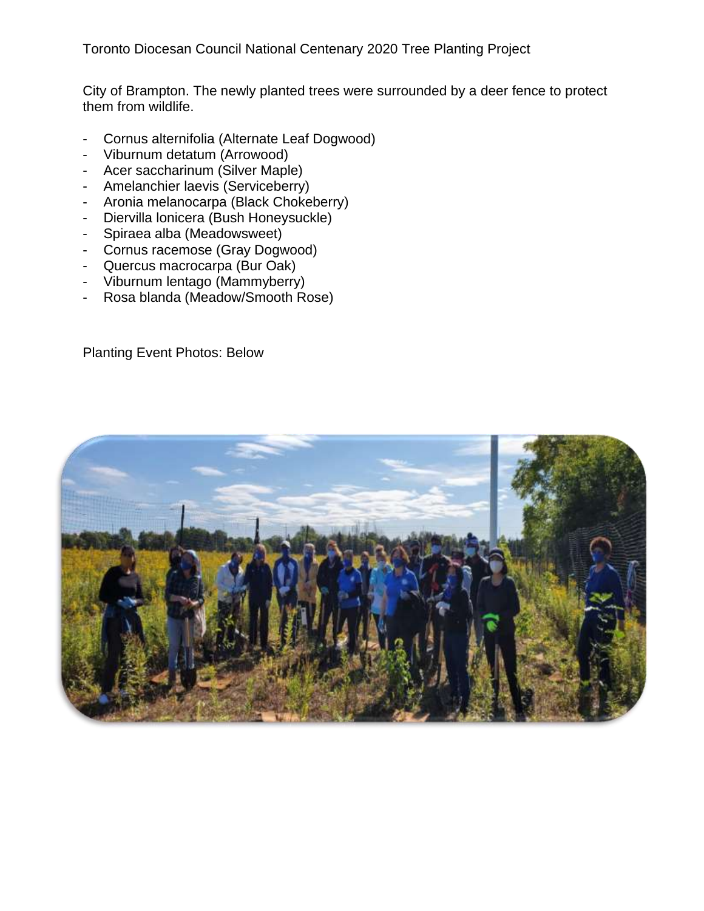Toronto Diocesan Council National Centenary 2020 Tree Planting Project

City of Brampton. The newly planted trees were surrounded by a deer fence to protect them from wildlife.

- Cornus alternifolia (Alternate Leaf Dogwood)
- Viburnum detatum (Arrowood)
- Acer saccharinum (Silver Maple)
- Amelanchier laevis (Serviceberry)
- Aronia melanocarpa (Black Chokeberry)
- Diervilla lonicera (Bush Honeysuckle)
- Spiraea alba (Meadowsweet)
- Cornus racemose (Gray Dogwood)
- Quercus macrocarpa (Bur Oak)
- Viburnum lentago (Mammyberry)
- Rosa blanda (Meadow/Smooth Rose)

Planting Event Photos: Below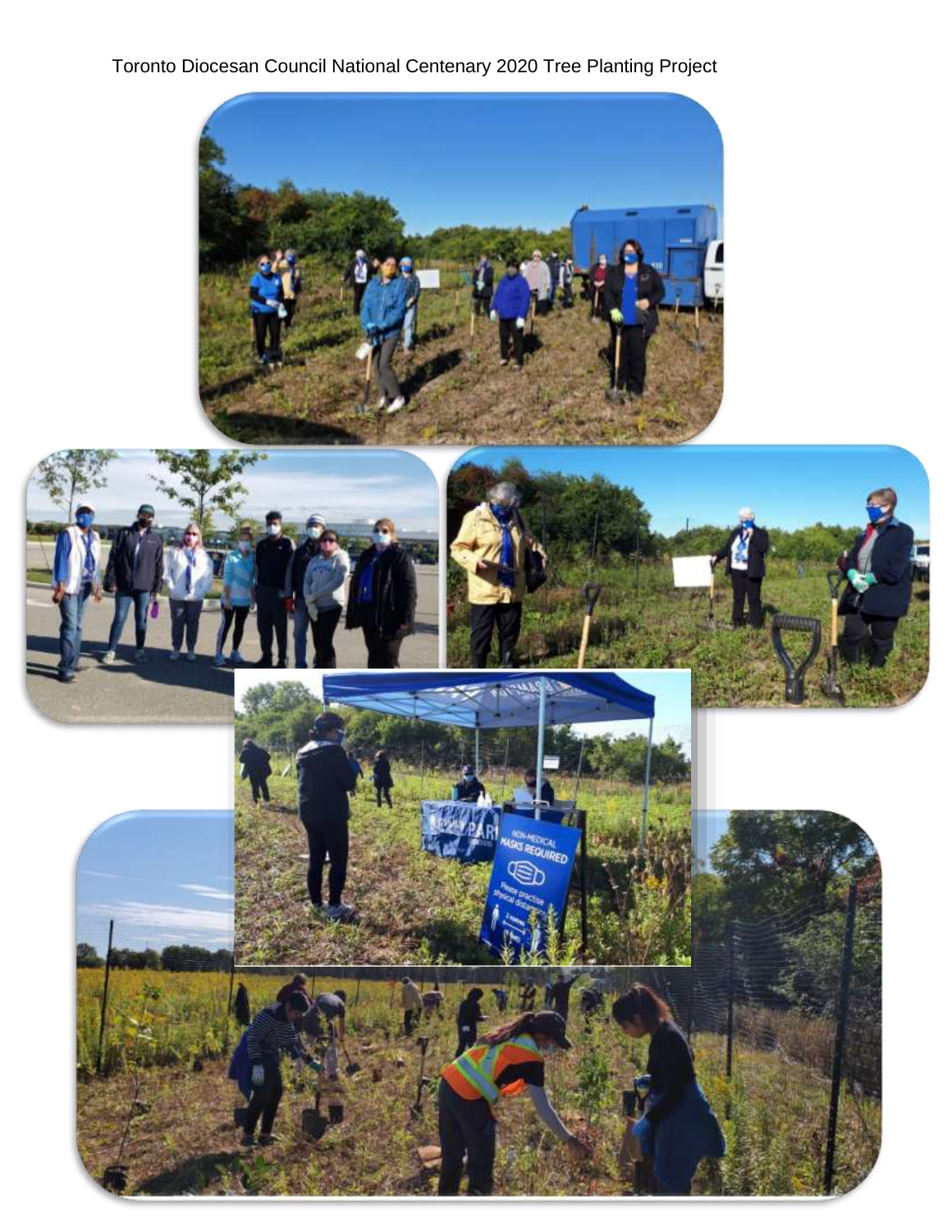Toronto Diocesan Council National Centenary 2020 Tree Planting Project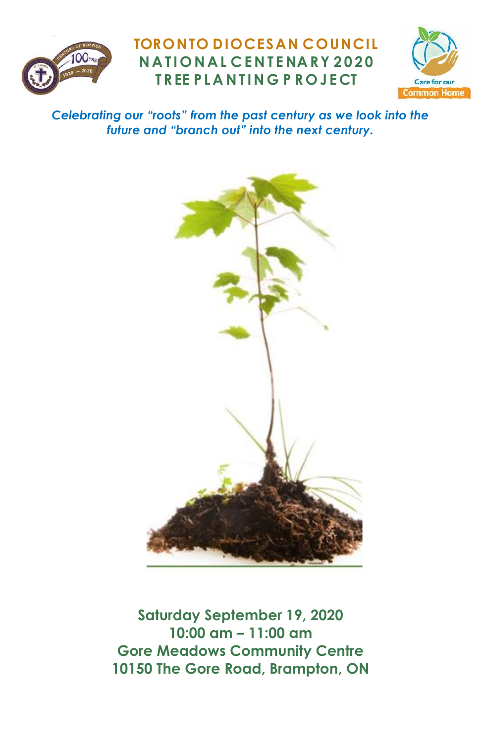# TORONTO DIOCESAN COUNCIL
## NATIONAL CENTENARY 2020
## TREE PLANTING PROJECT

*Celebrating our "roots" from the past century as we look into the future and "branch out" into the next century.*

**Saturday September 19, 2020**
**10:00 am – 11:00 am**
**Gore Meadows Community Centre**
**10150 The Gore Road, Brampton, ON**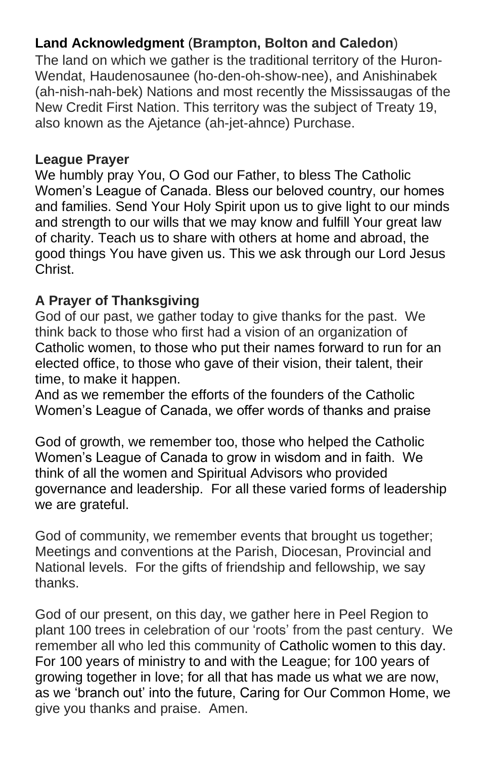**Land Acknowledgment** (**Brampton, Bolton and Caledon**)

The land on which we gather is the traditional territory of the Huron-Wendat, Haudenosaunee (ho-den-oh-show-nee), and Anishinabek (ah-nish-nah-bek) Nations and most recently the Mississaugas of the New Credit First Nation. This territory was the subject of Treaty 19, also known as the Ajetance (ah-jet-ahnce) Purchase.

**League Prayer**

We humbly pray You, O God our Father, to bless The Catholic Women's League of Canada. Bless our beloved country, our homes and families. Send Your Holy Spirit upon us to give light to our minds and strength to our wills that we may know and fulfill Your great law of charity. Teach us to share with others at home and abroad, the good things You have given us. This we ask through our Lord Jesus Christ.

**A Prayer of Thanksgiving**

God of our past, we gather today to give thanks for the past. We think back to those who first had a vision of an organization of Catholic women, to those who put their names forward to run for an elected office, to those who gave of their vision, their talent, their time, to make it happen.
And as we remember the efforts of the founders of the Catholic Women's League of Canada, we offer words of thanks and praise

God of growth, we remember too, those who helped the Catholic Women's League of Canada to grow in wisdom and in faith. We think of all the women and Spiritual Advisors who provided governance and leadership. For all these varied forms of leadership we are grateful.

God of community, we remember events that brought us together; Meetings and conventions at the Parish, Diocesan, Provincial and National levels. For the gifts of friendship and fellowship, we say thanks.

God of our present, on this day, we gather here in Peel Region to plant 100 trees in celebration of our 'roots' from the past century. We remember all who led this community of Catholic women to this day. For 100 years of ministry to and with the League; for 100 years of growing together in love; for all that has made us what we are now, as we 'branch out' into the future, Caring for Our Common Home, we give you thanks and praise. Amen.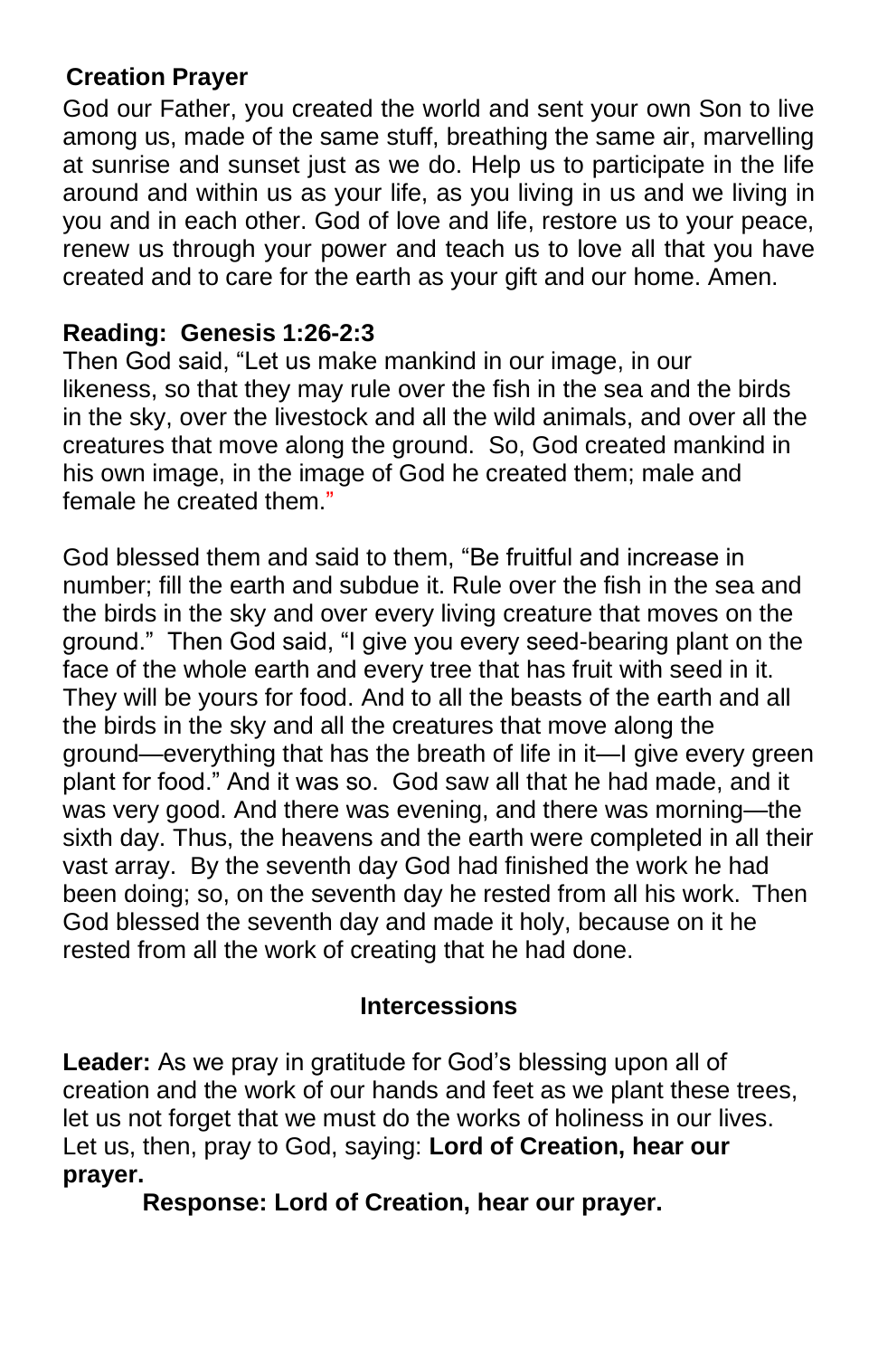## Creation Prayer

God our Father, you created the world and sent your own Son to live among us, made of the same stuff, breathing the same air, marvelling at sunrise and sunset just as we do. Help us to participate in the life around and within us as your life, as you living in us and we living in you and in each other. God of love and life, restore us to your peace, renew us through your power and teach us to love all that you have created and to care for the earth as your gift and our home. Amen.

## Reading: Genesis 1:26-2:3

Then God said, "Let us make mankind in our image, in our likeness, so that they may rule over the fish in the sea and the birds in the sky, over the livestock and all the wild animals, and over all the creatures that move along the ground. So, God created mankind in his own image, in the image of God he created them; male and female he created them."

God blessed them and said to them, "Be fruitful and increase in number; fill the earth and subdue it. Rule over the fish in the sea and the birds in the sky and over every living creature that moves on the ground." Then God said, "I give you every seed-bearing plant on the face of the whole earth and every tree that has fruit with seed in it. They will be yours for food. And to all the beasts of the earth and all the birds in the sky and all the creatures that move along the ground—everything that has the breath of life in it—I give every green plant for food." And it was so. God saw all that he had made, and it was very good. And there was evening, and there was morning—the sixth day. Thus, the heavens and the earth were completed in all their vast array. By the seventh day God had finished the work he had been doing; so, on the seventh day he rested from all his work. Then God blessed the seventh day and made it holy, because on it he rested from all the work of creating that he had done.

## Intercessions

**Leader:** As we pray in gratitude for God's blessing upon all of creation and the work of our hands and feet as we plant these trees, let us not forget that we must do the works of holiness in our lives. Let us, then, pray to God, saying: **Lord of Creation, hear our prayer.**

**Response: Lord of Creation, hear our prayer.**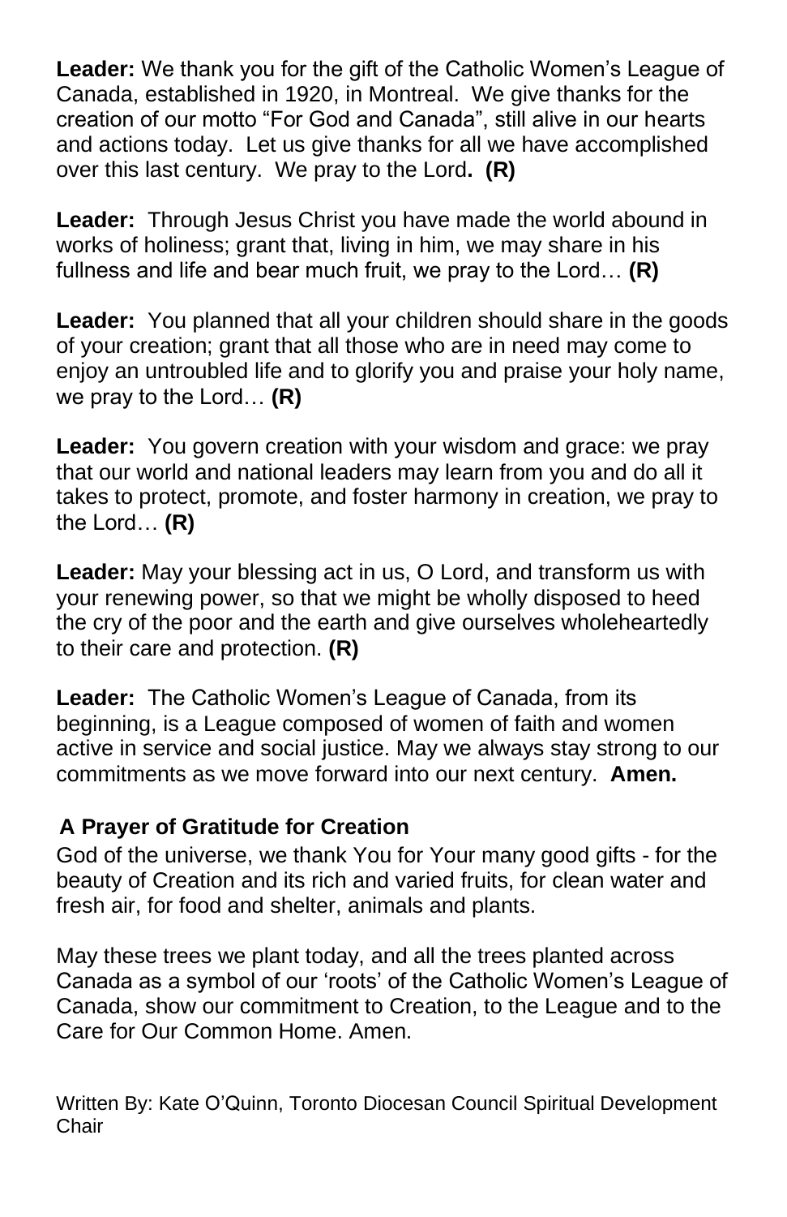**Leader:** We thank you for the gift of the Catholic Women's League of Canada, established in 1920, in Montreal. We give thanks for the creation of our motto "For God and Canada", still alive in our hearts and actions today. Let us give thanks for all we have accomplished over this last century. We pray to the Lord**. (R)**

**Leader:** Through Jesus Christ you have made the world abound in works of holiness; grant that, living in him, we may share in his fullness and life and bear much fruit, we pray to the Lord… **(R)**

**Leader:** You planned that all your children should share in the goods of your creation; grant that all those who are in need may come to enjoy an untroubled life and to glorify you and praise your holy name, we pray to the Lord… **(R)**

**Leader:** You govern creation with your wisdom and grace: we pray that our world and national leaders may learn from you and do all it takes to protect, promote, and foster harmony in creation, we pray to the Lord… **(R)**

**Leader:** May your blessing act in us, O Lord, and transform us with your renewing power, so that we might be wholly disposed to heed the cry of the poor and the earth and give ourselves wholeheartedly to their care and protection. **(R)**

**Leader:** The Catholic Women's League of Canada, from its beginning, is a League composed of women of faith and women active in service and social justice. May we always stay strong to our commitments as we move forward into our next century. **Amen.**

**A Prayer of Gratitude for Creation**

God of the universe, we thank You for Your many good gifts - for the beauty of Creation and its rich and varied fruits, for clean water and fresh air, for food and shelter, animals and plants.

May these trees we plant today, and all the trees planted across Canada as a symbol of our 'roots' of the Catholic Women's League of Canada, show our commitment to Creation, to the League and to the Care for Our Common Home. Amen.

Written By: Kate O'Quinn, Toronto Diocesan Council Spiritual Development Chair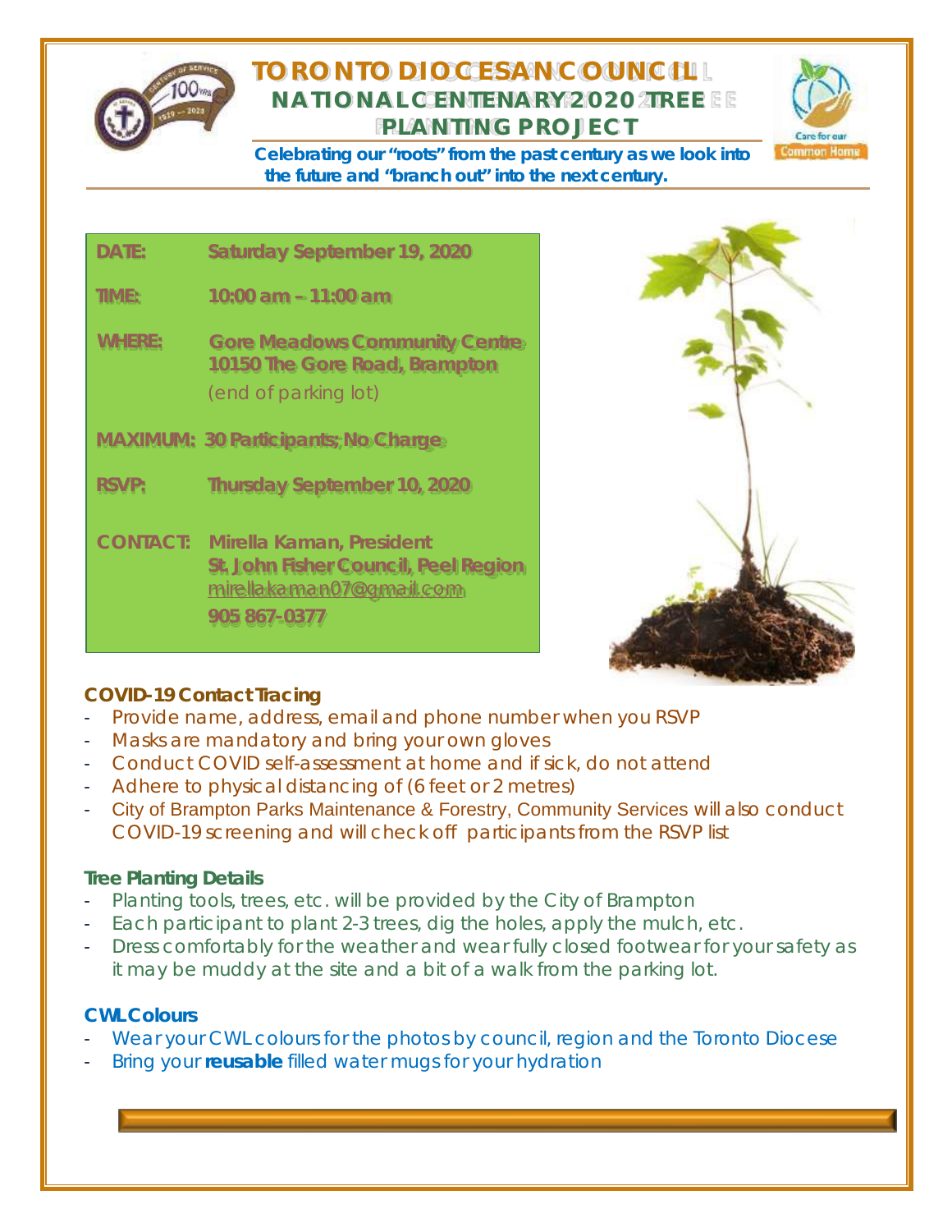# TORONTO DIOCESAN COUNCIL

## NATIONAL CENTENARY 2020 TREE PLANTING PROJECT

**Celebrating our "roots" from the past century as we look into the future and "branch out" into the next century.**

| | |
|---|---|
| **DATE:** | **Saturday September 19, 2020** |
| **TIME:** | **10:00 am – 11:00 am** |
| **WHERE:** | **Gore Meadows Community Centre**<br>**10150 The Gore Road, Brampton**<br>(end of parking lot) |
| **MAXIMUM:** | **30 Participants; No Charge** |
| **RSVP:** | **Thursday September 10, 2020** |
| **CONTACT:** | **Mirella Kaman, President**<br>**St. John Fisher Council, Peel Region**<br>mirellakaman07@gmail.com<br>**905 867-0377** |

### COVID-19 Contact Tracing

- Provide name, address, email and phone number when you RSVP
- Masks are mandatory and bring your own gloves
- Conduct COVID self-assessment at home and if sick, do not attend
- Adhere to physical distancing of (6 feet or 2 metres)
- City of Brampton Parks Maintenance & Forestry, Community Services will also conduct COVID-19 screening and will check off participants from the RSVP list

### Tree Planting Details

- Planting tools, trees, etc. will be provided by the City of Brampton
- Each participant to plant 2-3 trees, dig the holes, apply the mulch, etc.
- Dress comfortably for the weather and wear fully closed footwear for your safety as it may be muddy at the site and a bit of a walk from the parking lot.

### CWL Colours

- Wear your CWL colours for the photos by council, region and the Toronto Diocese
- Bring your **reusable** filled water mugs for your hydration